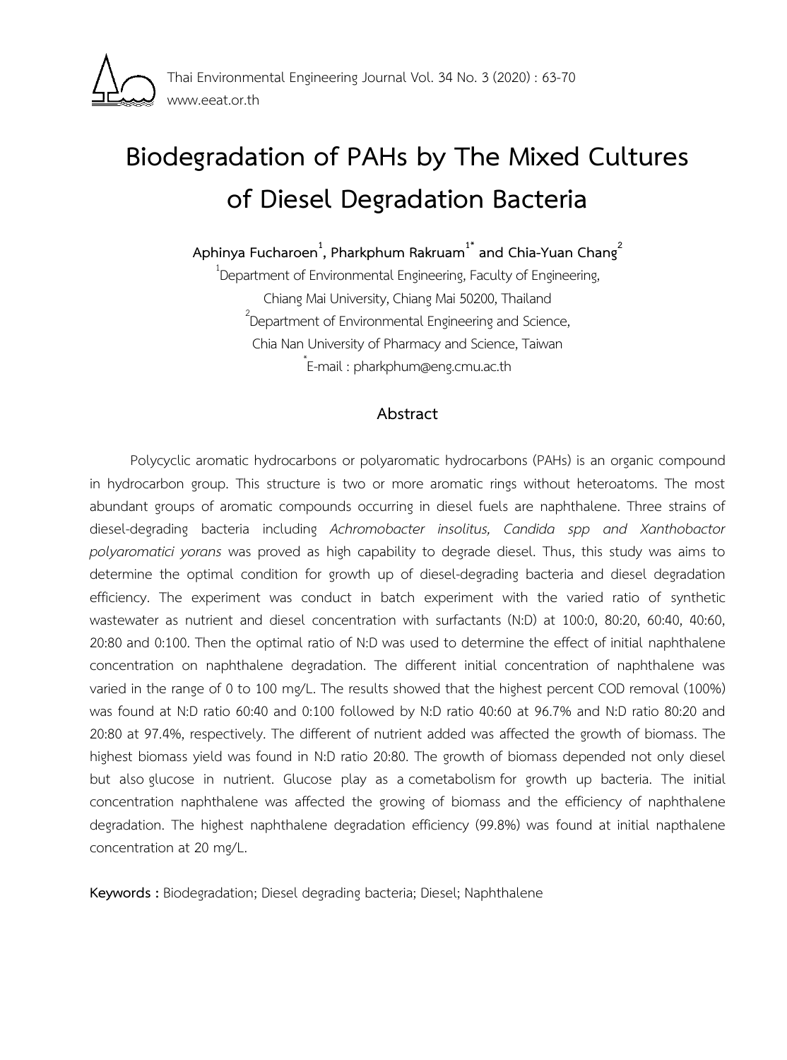# Biodegradation of PAHs by The Mixed Cultures of Diesel Degradation Bacteria

**Aphinya Fucharoen[1], Pharkphum Rakruam[1*] and Chia-Yuan Chang[2]**

[1]Department of Environmental Engineering, Faculty of Engineering, Chiang Mai University, Chiang Mai 50200, Thailand

[2]Department of Environmental Engineering and Science, Chia Nan University of Pharmacy and Science, Taiwan

[*]E-mail : pharkphum@eng.cmu.ac.th

## Abstract

Polycyclic aromatic hydrocarbons or polyaromatic hydrocarbons (PAHs) is an organic compound in hydrocarbon group. This structure is two or more aromatic rings without heteroatoms. The most abundant groups of aromatic compounds occurring in diesel fuels are naphthalene. Three strains of diesel-degrading bacteria including *Achromobacter insolitus, Candida spp and Xanthobactor polyaromatici yorans* was proved as high capability to degrade diesel. Thus, this study was aims to determine the optimal condition for growth up of diesel-degrading bacteria and diesel degradation efficiency. The experiment was conduct in batch experiment with the varied ratio of synthetic wastewater as nutrient and diesel concentration with surfactants (N:D) at 100:0, 80:20, 60:40, 40:60, 20:80 and 0:100. Then the optimal ratio of N:D was used to determine the effect of initial naphthalene concentration on naphthalene degradation. The different initial concentration of naphthalene was varied in the range of 0 to 100 mg/L. The results showed that the highest percent COD removal (100%) was found at N:D ratio 60:40 and 0:100 followed by N:D ratio 40:60 at 96.7% and N:D ratio 80:20 and 20:80 at 97.4%, respectively. The different of nutrient added was affected the growth of biomass. The highest biomass yield was found in N:D ratio 20:80. The growth of biomass depended not only diesel but also glucose in nutrient. Glucose play as a cometabolism for growth up bacteria. The initial concentration naphthalene was affected the growing of biomass and the efficiency of naphthalene degradation. The highest naphthalene degradation efficiency (99.8%) was found at initial napthalene concentration at 20 mg/L.

**Keywords :** Biodegradation; Diesel degrading bacteria; Diesel; Naphthalene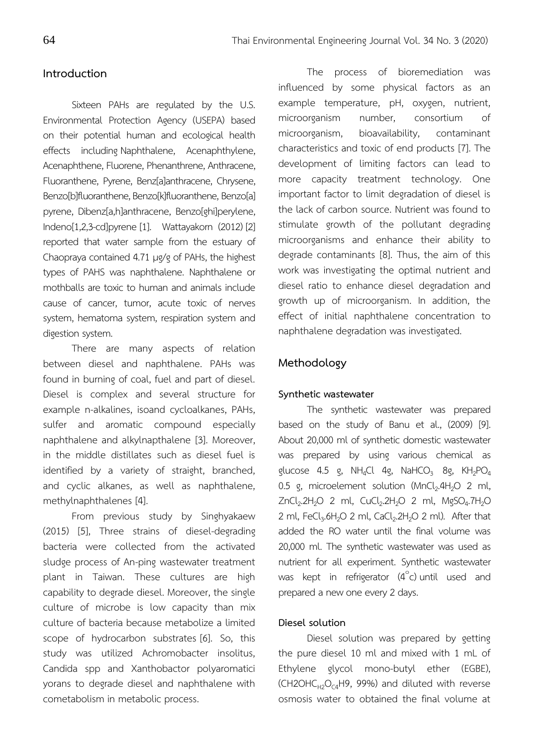## Introduction

Sixteen PAHs are regulated by the U.S. Environmental Protection Agency (USEPA) based on their potential human and ecological health effects including Naphthalene, Acenaphthylene, Acenaphthene, Fluorene, Phenanthrene, Anthracene, Fluoranthene, Pyrene, Benz[a]anthracene, Chrysene, Benzo[b]fluoranthene, Benzo[k]fluoranthene, Benzo[a] pyrene, Dibenz[a,h]anthracene, Benzo[ghi]perylene, Indeno[1,2,3-cd]pyrene [1]. Wattayakorn (2012) [2] reported that water sample from the estuary of Chaopraya contained 4.71 µg/g of PAHs, the highest types of PAHS was naphthalene. Naphthalene or mothballs are toxic to human and animals include cause of cancer, tumor, acute toxic of nerves system, hematoma system, respiration system and digestion system.

There are many aspects of relation between diesel and naphthalene. PAHs was found in burning of coal, fuel and part of diesel. Diesel is complex and several structure for example n-alkalines, isoand cycloalkanes, PAHs, sulfer and aromatic compound especially naphthalene and alkylnapthalene [3]. Moreover, in the middle distillates such as diesel fuel is identified by a variety of straight, branched, and cyclic alkanes, as well as naphthalene, methylnaphthalenes [4].

From previous study by Singhyakaew (2015) [5], Three strains of diesel-degrading bacteria were collected from the activated sludge process of An-ping wastewater treatment plant in Taiwan. These cultures are high capability to degrade diesel. Moreover, the single culture of microbe is low capacity than mix culture of bacteria because metabolize a limited scope of hydrocarbon substrates [6]. So, this study was utilized Achromobacter insolitus, Candida spp and Xanthobactor polyaromatici yorans to degrade diesel and naphthalene with cometabolism in metabolic process.

The process of bioremediation was influenced by some physical factors as an example temperature, pH, oxygen, nutrient, microorganism number, consortium of microorganism, bioavailability, contaminant characteristics and toxic of end products [7]. The development of limiting factors can lead to more capacity treatment technology. One important factor to limit degradation of diesel is the lack of carbon source. Nutrient was found to stimulate growth of the pollutant degrading microorganisms and enhance their ability to degrade contaminants [8]. Thus, the aim of this work was investigating the optimal nutrient and diesel ratio to enhance diesel degradation and growth up of microorganism. In addition, the effect of initial naphthalene concentration to naphthalene degradation was investigated.

## Methodology

### Synthetic wastewater

The synthetic wastewater was prepared based on the study of Banu et al., (2009) [9]. About 20,000 ml of synthetic domestic wastewater was prepared by using various chemical as glucose 4.5 g, $NH_4Cl$ 4g, $NaHCO_3$ 8g, $KH_2PO_4$ 0.5 g, microelement solution ($MnCl_2.4H_2O$ 2 ml, $ZnCl_2.2H_2O$ 2 ml, $CuCl_2.2H_2O$ 2 ml, $MgSO_4.7H_2O$ 2 ml, $FeCl_3.6H_2O$ 2 ml, $CaCl_2.2H_2O$ 2 ml). After that added the RO water until the final volume was 20,000 ml. The synthetic wastewater was used as nutrient for all experiment. Synthetic wastewater was kept in refrigerator (4°c) until used and prepared a new one every 2 days.

### Diesel solution

Diesel solution was prepared by getting the pure diesel 10 ml and mixed with 1 mL of Ethylene glycol mono-butyl ether (EGBE), ($CH2OHC_{H2}O_{C4}H9$, 99%) and diluted with reverse osmosis water to obtained the final volume at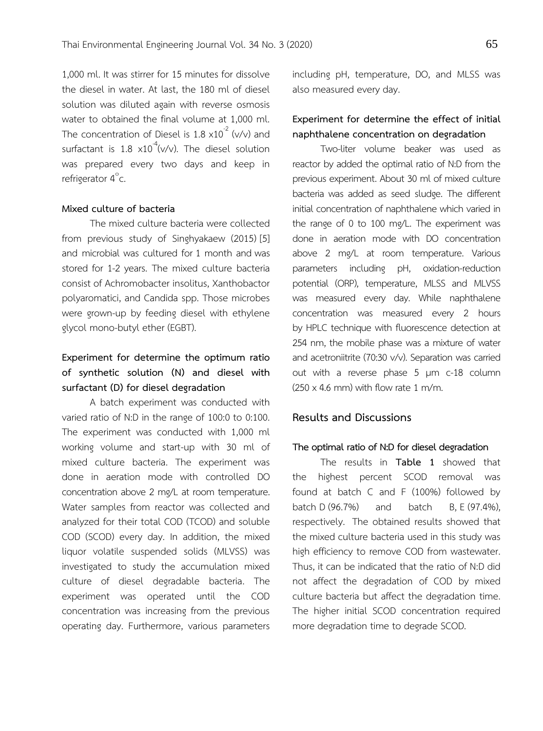1,000 ml. It was stirrer for 15 minutes for dissolve the diesel in water. At last, the 180 ml of diesel solution was diluted again with reverse osmosis water to obtained the final volume at 1,000 ml. The concentration of Diesel is $1.8 \times 10^{-2}$ (v/v) and surfactant is $1.8 \times 10^{-4}$(v/v). The diesel solution was prepared every two days and keep in refrigerator $4^{\circ}$c.

### Mixed culture of bacteria

The mixed culture bacteria were collected from previous study of Singhyakaew (2015) [5] and microbial was cultured for 1 month and was stored for 1-2 years. The mixed culture bacteria consist of Achromobacter insolitus, Xanthobactor polyaromatici, and Candida spp. Those microbes were grown-up by feeding diesel with ethylene glycol mono-butyl ether (EGBT).

### Experiment for determine the optimum ratio of synthetic solution (N) and diesel with surfactant (D) for diesel degradation

A batch experiment was conducted with varied ratio of N:D in the range of 100:0 to 0:100. The experiment was conducted with 1,000 ml working volume and start-up with 30 ml of mixed culture bacteria. The experiment was done in aeration mode with controlled DO concentration above 2 mg/L at room temperature. Water samples from reactor was collected and analyzed for their total COD (TCOD) and soluble COD (SCOD) every day. In addition, the mixed liquor volatile suspended solids (MLVSS) was investigated to study the accumulation mixed culture of diesel degradable bacteria. The experiment was operated until the COD concentration was increasing from the previous operating day. Furthermore, various parameters including pH, temperature, DO, and MLSS was also measured every day.

### Experiment for determine the effect of initial naphthalene concentration on degradation

Two-liter volume beaker was used as reactor by added the optimal ratio of N:D from the previous experiment. About 30 ml of mixed culture bacteria was added as seed sludge. The different initial concentration of naphthalene which varied in the range of 0 to 100 mg/L. The experiment was done in aeration mode with DO concentration above 2 mg/L at room temperature. Various parameters including pH, oxidation-reduction potential (ORP), temperature, MLSS and MLVSS was measured every day. While naphthalene concentration was measured every 2 hours by HPLC technique with fluorescence detection at 254 nm, the mobile phase was a mixture of water and acetroniitrite (70:30 v/v). Separation was carried out with a reverse phase 5 µm c-18 column (250 x 4.6 mm) with flow rate 1 m/m.

## Results and Discussions

### The optimal ratio of N:D for diesel degradation

The results in **Table 1** showed that the highest percent SCOD removal was found at batch C and F (100%) followed by batch D (96.7%) and batch B, E (97.4%), respectively. The obtained results showed that the mixed culture bacteria used in this study was high efficiency to remove COD from wastewater. Thus, it can be indicated that the ratio of N:D did not affect the degradation of COD by mixed culture bacteria but affect the degradation time. The higher initial SCOD concentration required more degradation time to degrade SCOD.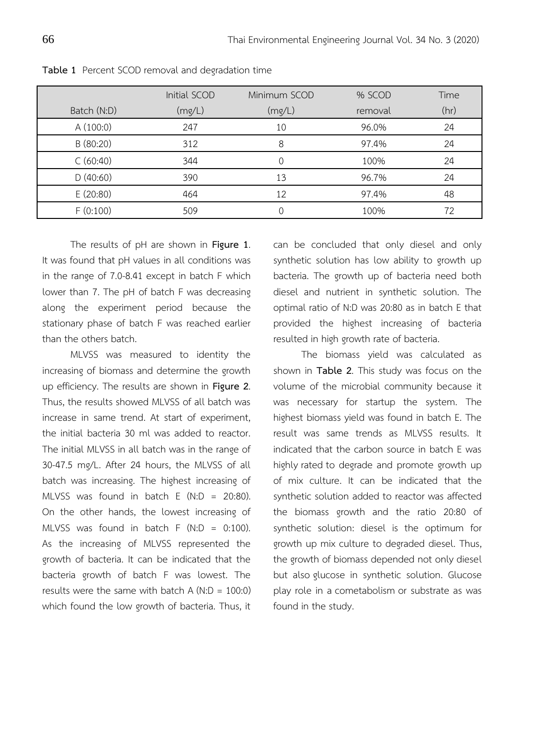**Table 1** Percent SCOD removal and degradation time

| Batch (N:D) | Initial SCOD (mg/L) | Minimum SCOD (mg/L) | % SCOD removal | Time (hr) |
|---|---|---|---|---|
| A (100:0) | 247 | 10 | 96.0% | 24 |
| B (80:20) | 312 | 8 | 97.4% | 24 |
| C (60:40) | 344 | 0 | 100% | 24 |
| D (40:60) | 390 | 13 | 96.7% | 24 |
| E (20:80) | 464 | 12 | 97.4% | 48 |
| F (0:100) | 509 | 0 | 100% | 72 |

The results of pH are shown in **Figure 1**. It was found that pH values in all conditions was in the range of 7.0-8.41 except in batch F which lower than 7. The pH of batch F was decreasing along the experiment period because the stationary phase of batch F was reached earlier than the others batch.

MLVSS was measured to identity the increasing of biomass and determine the growth up efficiency. The results are shown in **Figure 2**. Thus, the results showed MLVSS of all batch was increase in same trend. At start of experiment, the initial bacteria 30 ml was added to reactor. The initial MLVSS in all batch was in the range of 30-47.5 mg/L. After 24 hours, the MLVSS of all batch was increasing. The highest increasing of MLVSS was found in batch E (N:D = 20:80). On the other hands, the lowest increasing of MLVSS was found in batch F (N:D = 0:100). As the increasing of MLVSS represented the growth of bacteria. It can be indicated that the bacteria growth of batch F was lowest. The results were the same with batch A (N:D = 100:0) which found the low growth of bacteria. Thus, it can be concluded that only diesel and only synthetic solution has low ability to growth up bacteria. The growth up of bacteria need both diesel and nutrient in synthetic solution. The optimal ratio of N:D was 20:80 as in batch E that provided the highest increasing of bacteria resulted in high growth rate of bacteria.

The biomass yield was calculated as shown in **Table 2**. This study was focus on the volume of the microbial community because it was necessary for startup the system. The highest biomass yield was found in batch E. The result was same trends as MLVSS results. It indicated that the carbon source in batch E was highly rated to degrade and promote growth up of mix culture. It can be indicated that the synthetic solution added to reactor was affected the biomass growth and the ratio 20:80 of synthetic solution: diesel is the optimum for growth up mix culture to degraded diesel. Thus, the growth of biomass depended not only diesel but also glucose in synthetic solution. Glucose play role in a cometabolism or substrate as was found in the study.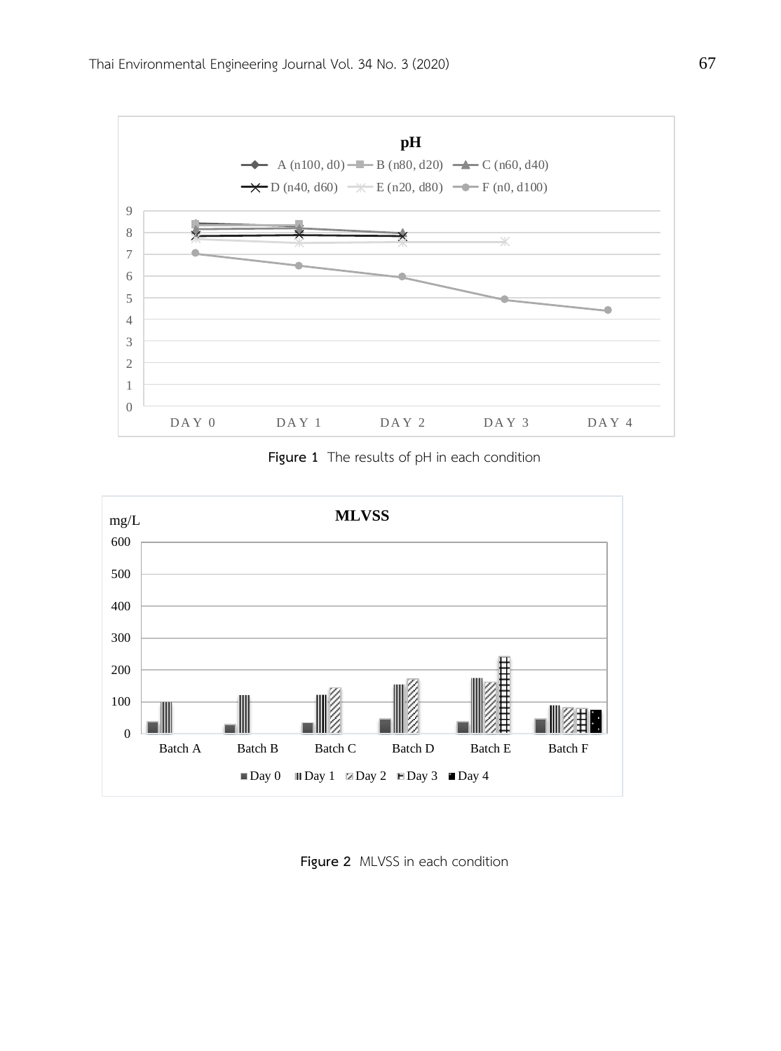Figure 1 The results of pH in each condition

Figure 2 MLVSS in each condition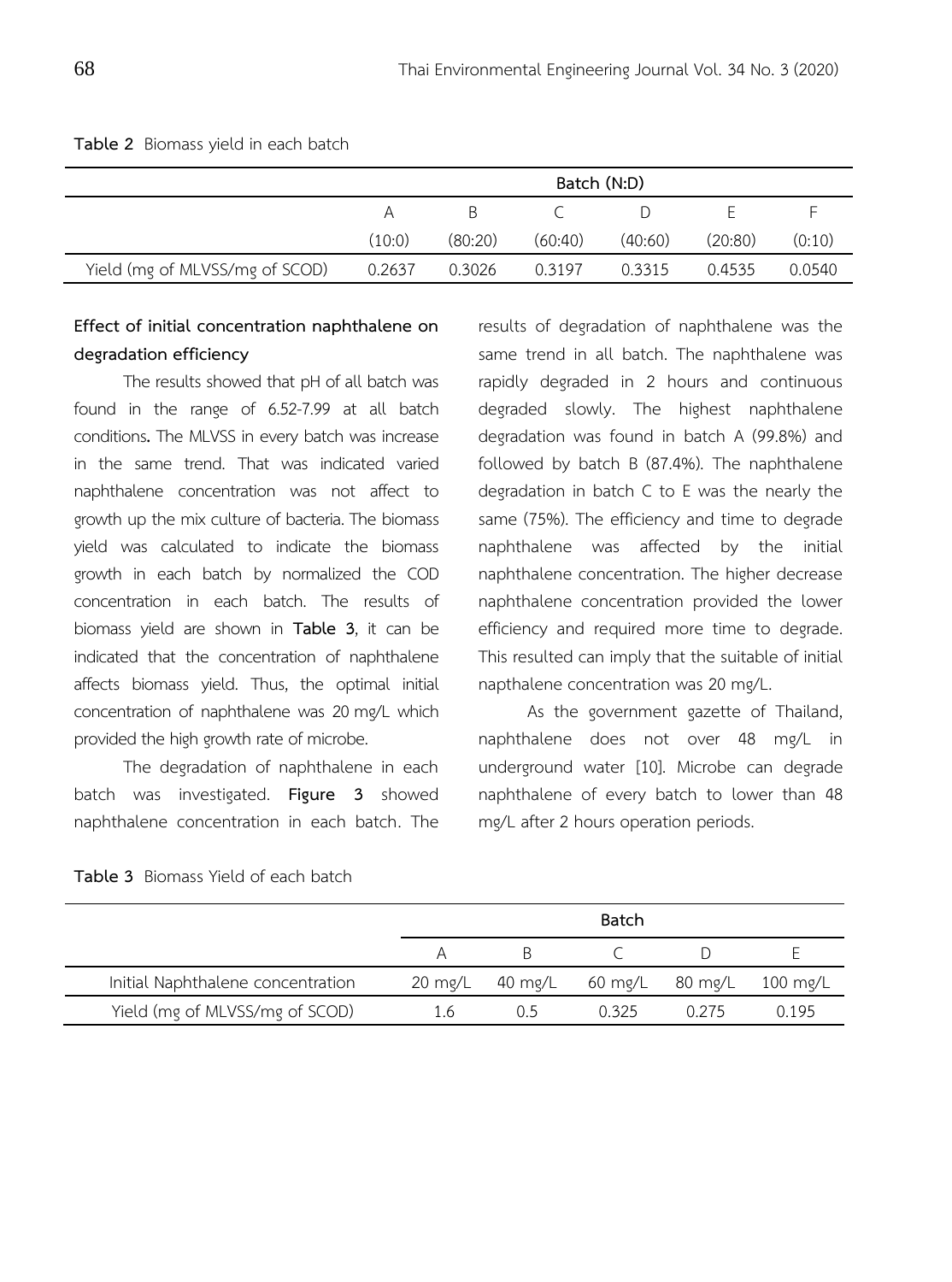**Table 2** Biomass yield in each batch

| | Batch (N:D) | | | | | |
|---|---|---|---|---|---|---|
| | A | B | C | D | E | F |
| | (10:0) | (80:20) | (60:40) | (40:60) | (20:80) | (0:10) |
| Yield (mg of MLVSS/mg of SCOD) | 0.2637 | 0.3026 | 0.3197 | 0.3315 | 0.4535 | 0.0540 |

**Effect of initial concentration naphthalene on degradation efficiency**

The results showed that pH of all batch was found in the range of 6.52-7.99 at all batch conditions**.** The MLVSS in every batch was increase in the same trend. That was indicated varied naphthalene concentration was not affect to growth up the mix culture of bacteria. The biomass yield was calculated to indicate the biomass growth in each batch by normalized the COD concentration in each batch. The results of biomass yield are shown in **Table 3**, it can be indicated that the concentration of naphthalene affects biomass yield. Thus, the optimal initial concentration of naphthalene was 20 mg/L which provided the high growth rate of microbe.

The degradation of naphthalene in each batch was investigated. **Figure 3** showed naphthalene concentration in each batch. The results of degradation of naphthalene was the same trend in all batch. The naphthalene was rapidly degraded in 2 hours and continuous degraded slowly. The highest naphthalene degradation was found in batch A (99.8%) and followed by batch B (87.4%). The naphthalene degradation in batch C to E was the nearly the same (75%). The efficiency and time to degrade naphthalene was affected by the initial naphthalene concentration. The higher decrease naphthalene concentration provided the lower efficiency and required more time to degrade. This resulted can imply that the suitable of initial napthalene concentration was 20 mg/L.

As the government gazette of Thailand, naphthalene does not over 48 mg/L in underground water [10]. Microbe can degrade naphthalene of every batch to lower than 48 mg/L after 2 hours operation periods.

**Table 3** Biomass Yield of each batch

| | Batch | | | | |
|---|---|---|---|---|---|
| | A | B | C | D | E |
| Initial Naphthalene concentration | 20 mg/L | 40 mg/L | 60 mg/L | 80 mg/L | 100 mg/L |
| Yield (mg of MLVSS/mg of SCOD) | 1.6 | 0.5 | 0.325 | 0.275 | 0.195 |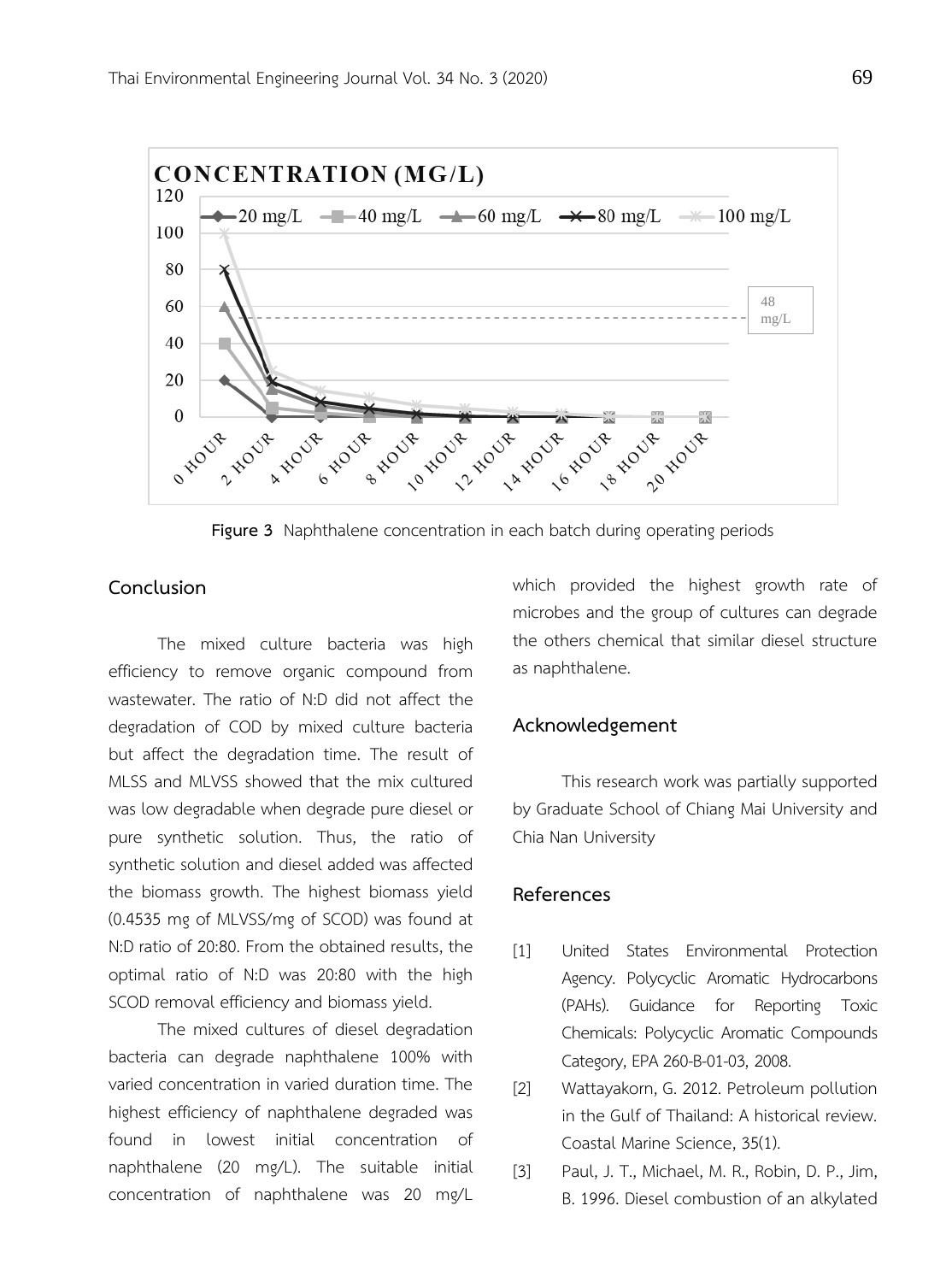Figure 3 Naphthalene concentration in each batch during operating periods

## Conclusion

The mixed culture bacteria was high efficiency to remove organic compound from wastewater. The ratio of N:D did not affect the degradation of COD by mixed culture bacteria but affect the degradation time. The result of MLSS and MLVSS showed that the mix cultured was low degradable when degrade pure diesel or pure synthetic solution. Thus, the ratio of synthetic solution and diesel added was affected the biomass growth. The highest biomass yield (0.4535 mg of MLVSS/mg of SCOD) was found at N:D ratio of 20:80. From the obtained results, the optimal ratio of N:D was 20:80 with the high SCOD removal efficiency and biomass yield.

The mixed cultures of diesel degradation bacteria can degrade naphthalene 100% with varied concentration in varied duration time. The highest efficiency of naphthalene degraded was found in lowest initial concentration of naphthalene (20 mg/L). The suitable initial concentration of naphthalene was 20 mg/L which provided the highest growth rate of microbes and the group of cultures can degrade the others chemical that similar diesel structure as naphthalene.

## Acknowledgement

This research work was partially supported by Graduate School of Chiang Mai University and Chia Nan University

## References

[1] United States Environmental Protection Agency. Polycyclic Aromatic Hydrocarbons (PAHs). Guidance for Reporting Toxic Chemicals: Polycyclic Aromatic Compounds Category, EPA 260-B-01-03, 2008.

[2] Wattayakorn, G. 2012. Petroleum pollution in the Gulf of Thailand: A historical review. Coastal Marine Science, 35(1).

[3] Paul, J. T., Michael, M. R., Robin, D. P., Jim, B. 1996. Diesel combustion of an alkylated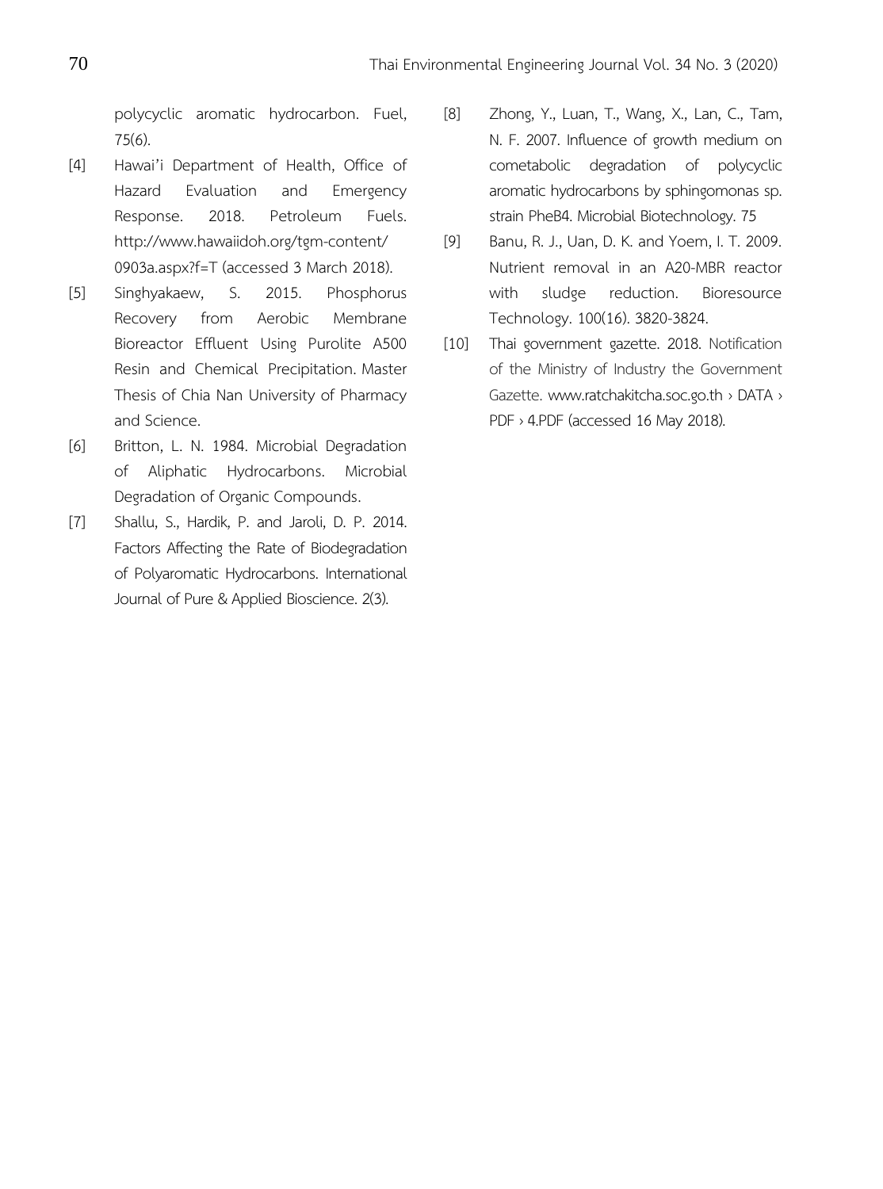polycyclic aromatic hydrocarbon. Fuel, 75(6).

[4] Hawai'i Department of Health, Office of Hazard Evaluation and Emergency Response. 2018. Petroleum Fuels. http://www.hawaiidoh.org/tgm-content/0903a.aspx?f=T (accessed 3 March 2018).

[5] Singhyakaew, S. 2015. Phosphorus Recovery from Aerobic Membrane Bioreactor Effluent Using Purolite A500 Resin and Chemical Precipitation. Master Thesis of Chia Nan University of Pharmacy and Science.

[6] Britton, L. N. 1984. Microbial Degradation of Aliphatic Hydrocarbons. Microbial Degradation of Organic Compounds.

[7] Shallu, S., Hardik, P. and Jaroli, D. P. 2014. Factors Affecting the Rate of Biodegradation of Polyaromatic Hydrocarbons. International Journal of Pure & Applied Bioscience. 2(3).

[8] Zhong, Y., Luan, T., Wang, X., Lan, C., Tam, N. F. 2007. Influence of growth medium on cometabolic degradation of polycyclic aromatic hydrocarbons by sphingomonas sp. strain PheB4. Microbial Biotechnology. 75

[9] Banu, R. J., Uan, D. K. and Yoem, I. T. 2009. Nutrient removal in an A2O-MBR reactor with sludge reduction. Bioresource Technology. 100(16). 3820-3824.

[10] Thai government gazette. 2018. Notification of the Ministry of Industry the Government Gazette. www.ratchakitcha.soc.go.th › DATA › PDF › 4.PDF (accessed 16 May 2018).